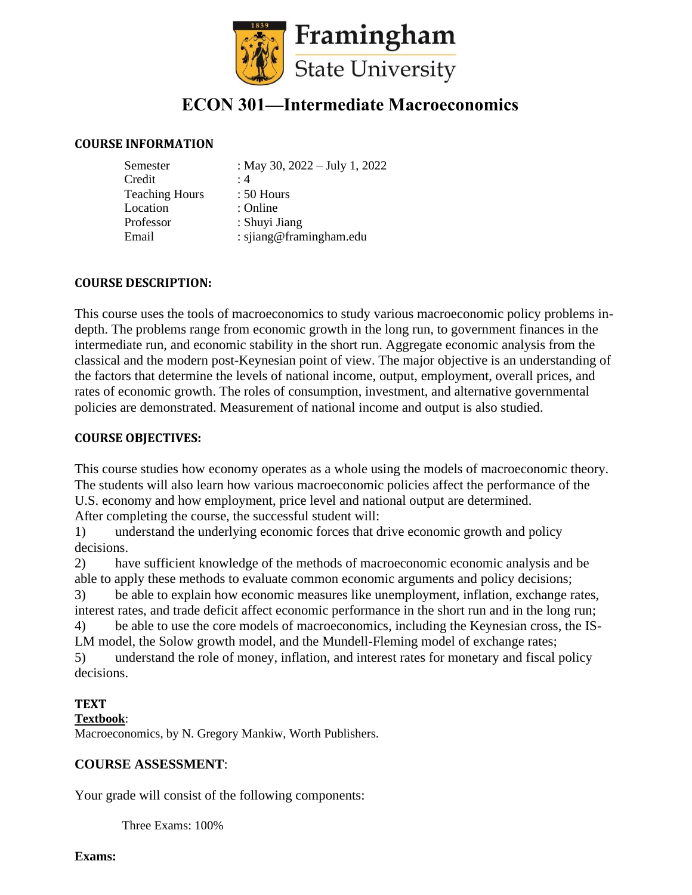Framingham State University

# ECON 301—Intermediate Macroeconomics

## COURSE INFORMATION

| | |
|---|---|
| Semester | : May 30, 2022 – July 1, 2022 |
| Credit | : 4 |
| Teaching Hours | : 50 Hours |
| Location | : Online |
| Professor | : Shuyi Jiang |
| Email | : sjiang@framingham.edu |

## COURSE DESCRIPTION:

This course uses the tools of macroeconomics to study various macroeconomic policy problems in-depth. The problems range from economic growth in the long run, to government finances in the intermediate run, and economic stability in the short run. Aggregate economic analysis from the classical and the modern post-Keynesian point of view. The major objective is an understanding of the factors that determine the levels of national income, output, employment, overall prices, and rates of economic growth. The roles of consumption, investment, and alternative governmental policies are demonstrated. Measurement of national income and output is also studied.

## COURSE OBJECTIVES:

This course studies how economy operates as a whole using the models of macroeconomic theory. The students will also learn how various macroeconomic policies affect the performance of the U.S. economy and how employment, price level and national output are determined.
After completing the course, the successful student will:

1) understand the underlying economic forces that drive economic growth and policy decisions.
2) have sufficient knowledge of the methods of macroeconomic economic analysis and be able to apply these methods to evaluate common economic arguments and policy decisions;
3) be able to explain how economic measures like unemployment, inflation, exchange rates, interest rates, and trade deficit affect economic performance in the short run and in the long run;
4) be able to use the core models of macroeconomics, including the Keynesian cross, the IS-LM model, the Solow growth model, and the Mundell-Fleming model of exchange rates;
5) understand the role of money, inflation, and interest rates for monetary and fiscal policy decisions.

## TEXT

**Textbook**:
Macroeconomics, by N. Gregory Mankiw, Worth Publishers.

## COURSE ASSESSMENT:

Your grade will consist of the following components:

Three Exams: 100%

**Exams:**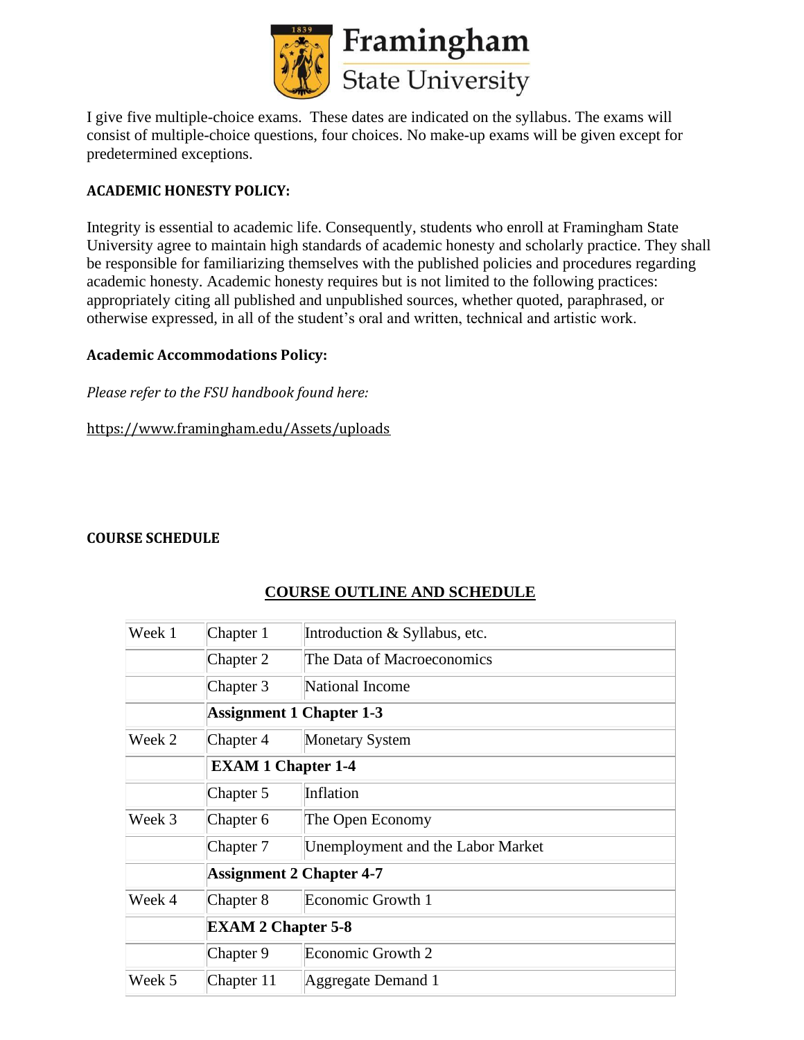Framingham State University

I give five multiple-choice exams. These dates are indicated on the syllabus. The exams will consist of multiple-choice questions, four choices. No make-up exams will be given except for predetermined exceptions.

**ACADEMIC HONESTY POLICY:**

Integrity is essential to academic life. Consequently, students who enroll at Framingham State University agree to maintain high standards of academic honesty and scholarly practice. They shall be responsible for familiarizing themselves with the published policies and procedures regarding academic honesty. Academic honesty requires but is not limited to the following practices: appropriately citing all published and unpublished sources, whether quoted, paraphrased, or otherwise expressed, in all of the student's oral and written, technical and artistic work.

**Academic Accommodations Policy:**

*Please refer to the FSU handbook found here:*

https://www.framingham.edu/Assets/uploads

**COURSE SCHEDULE**

**COURSE OUTLINE AND SCHEDULE**

| | | |
|---|---|---|
| Week 1 | Chapter 1 | Introduction & Syllabus, etc. |
| | Chapter 2 | The Data of Macroeconomics |
| | Chapter 3 | National Income |
| | **Assignment 1 Chapter 1-3** | |
| Week 2 | Chapter 4 | Monetary System |
| | **EXAM 1 Chapter 1-4** | |
| | Chapter 5 | Inflation |
| Week 3 | Chapter 6 | The Open Economy |
| | Chapter 7 | Unemployment and the Labor Market |
| | **Assignment 2 Chapter 4-7** | |
| Week 4 | Chapter 8 | Economic Growth 1 |
| | **EXAM 2 Chapter 5-8** | |
| | Chapter 9 | Economic Growth 2 |
| Week 5 | Chapter 11 | Aggregate Demand 1 |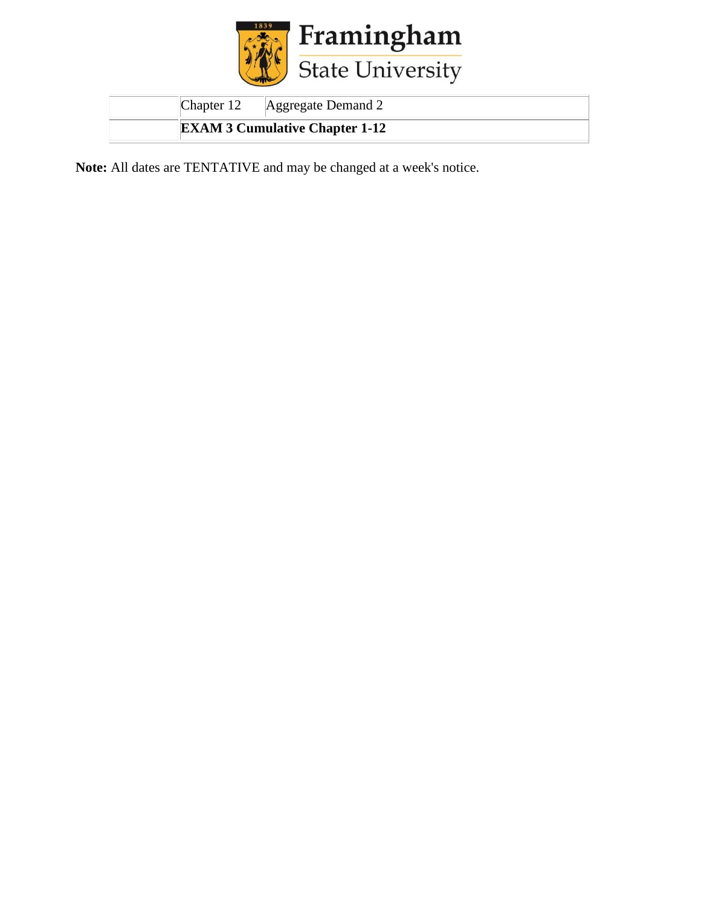Framingham State University

| | | |
|---|---|---|
| | Chapter 12 | Aggregate Demand 2 |
| | **EXAM 3 Cumulative Chapter 1-12** | |

**Note:** All dates are TENTATIVE and may be changed at a week's notice.